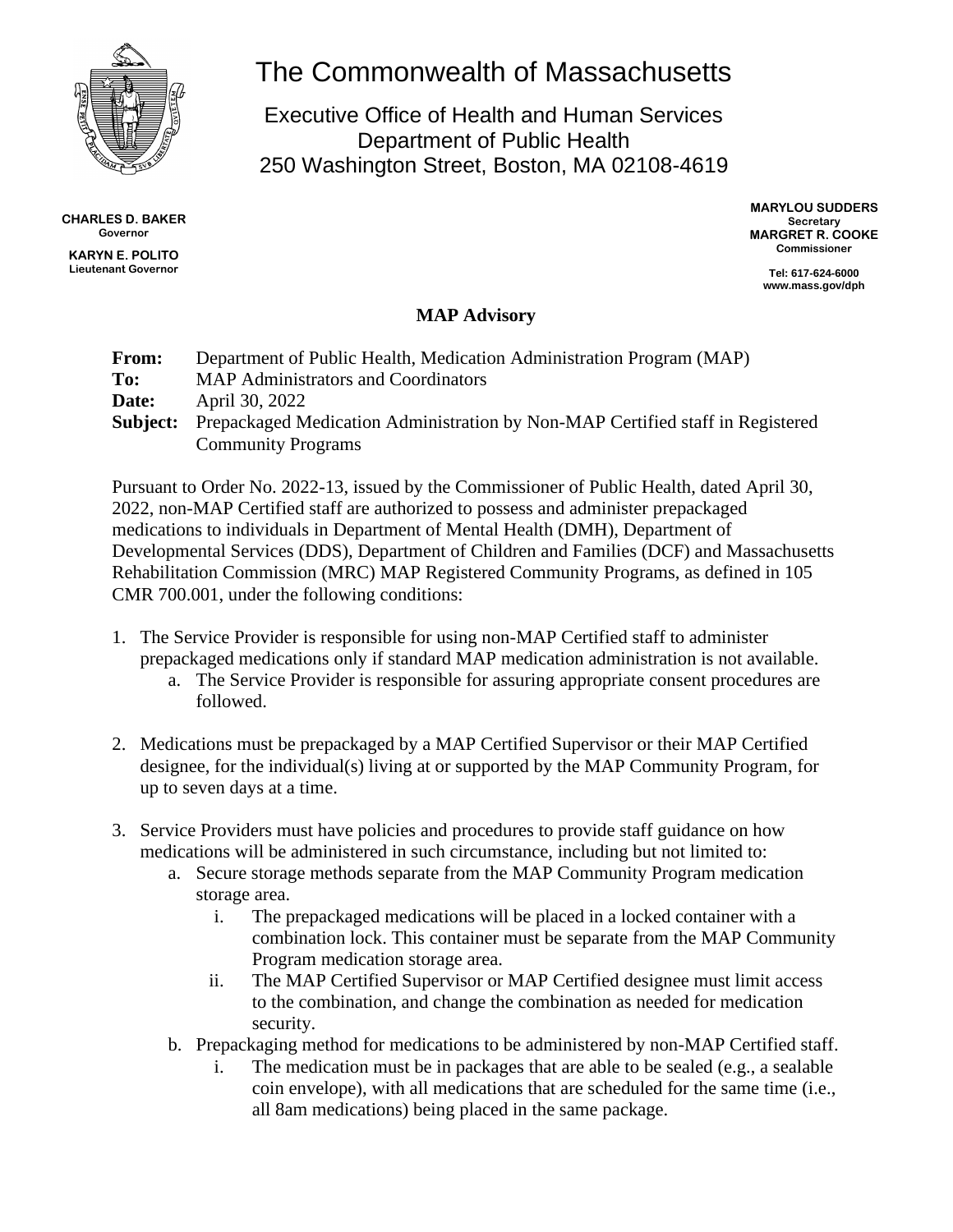# The Commonwealth of Massachusetts

## Executive Office of Health and Human Services
## Department of Public Health
## 250 Washington Street, Boston, MA 02108-4619

**CHARLES D. BAKER**
**Governor**

**KARYN E. POLITO**
**Lieutenant Governor**

**MARYLOU SUDDERS**
**Secretary**
**MARGRET R. COOKE**
**Commissioner**

**Tel: 617-624-6000**
**www.mass.gov/dph**

### MAP Advisory

**From:** Department of Public Health, Medication Administration Program (MAP)
**To:** MAP Administrators and Coordinators
**Date:** April 30, 2022
**Subject:** Prepackaged Medication Administration by Non-MAP Certified staff in Registered Community Programs

Pursuant to Order No. 2022-13, issued by the Commissioner of Public Health, dated April 30, 2022, non-MAP Certified staff are authorized to possess and administer prepackaged medications to individuals in Department of Mental Health (DMH), Department of Developmental Services (DDS), Department of Children and Families (DCF) and Massachusetts Rehabilitation Commission (MRC) MAP Registered Community Programs, as defined in 105 CMR 700.001, under the following conditions:

1. The Service Provider is responsible for using non-MAP Certified staff to administer prepackaged medications only if standard MAP medication administration is not available.
   a. The Service Provider is responsible for assuring appropriate consent procedures are followed.

2. Medications must be prepackaged by a MAP Certified Supervisor or their MAP Certified designee, for the individual(s) living at or supported by the MAP Community Program, for up to seven days at a time.

3. Service Providers must have policies and procedures to provide staff guidance on how medications will be administered in such circumstance, including but not limited to:
   a. Secure storage methods separate from the MAP Community Program medication storage area.
      i. The prepackaged medications will be placed in a locked container with a combination lock. This container must be separate from the MAP Community Program medication storage area.
      ii. The MAP Certified Supervisor or MAP Certified designee must limit access to the combination, and change the combination as needed for medication security.
   b. Prepackaging method for medications to be administered by non-MAP Certified staff.
      i. The medication must be in packages that are able to be sealed (e.g., a sealable coin envelope), with all medications that are scheduled for the same time (i.e., all 8am medications) being placed in the same package.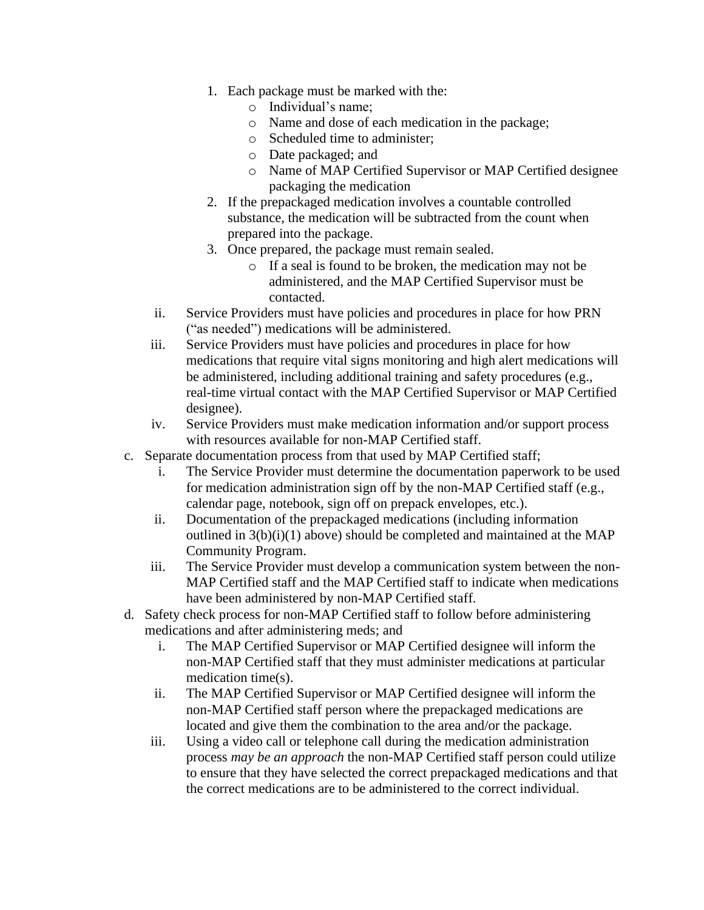1. Each package must be marked with the:
    - Individual's name;
    - Name and dose of each medication in the package;
    - Scheduled time to administer;
    - Date packaged; and
    - Name of MAP Certified Supervisor or MAP Certified designee packaging the medication
2. If the prepackaged medication involves a countable controlled substance, the medication will be subtracted from the count when prepared into the package.
3. Once prepared, the package must remain sealed.
    - If a seal is found to be broken, the medication may not be administered, and the MAP Certified Supervisor must be contacted.

ii. Service Providers must have policies and procedures in place for how PRN ("as needed") medications will be administered.

iii. Service Providers must have policies and procedures in place for how medications that require vital signs monitoring and high alert medications will be administered, including additional training and safety procedures (e.g., real-time virtual contact with the MAP Certified Supervisor or MAP Certified designee).

iv. Service Providers must make medication information and/or support process with resources available for non-MAP Certified staff.

c. Separate documentation process from that used by MAP Certified staff;

i. The Service Provider must determine the documentation paperwork to be used for medication administration sign off by the non-MAP Certified staff (e.g., calendar page, notebook, sign off on prepack envelopes, etc.).

ii. Documentation of the prepackaged medications (including information outlined in 3(b)(i)(1) above) should be completed and maintained at the MAP Community Program.

iii. The Service Provider must develop a communication system between the non-MAP Certified staff and the MAP Certified staff to indicate when medications have been administered by non-MAP Certified staff.

d. Safety check process for non-MAP Certified staff to follow before administering medications and after administering meds; and

i. The MAP Certified Supervisor or MAP Certified designee will inform the non-MAP Certified staff that they must administer medications at particular medication time(s).

ii. The MAP Certified Supervisor or MAP Certified designee will inform the non-MAP Certified staff person where the prepackaged medications are located and give them the combination to the area and/or the package.

iii. Using a video call or telephone call during the medication administration process *may be an approach* the non-MAP Certified staff person could utilize to ensure that they have selected the correct prepackaged medications and that the correct medications are to be administered to the correct individual.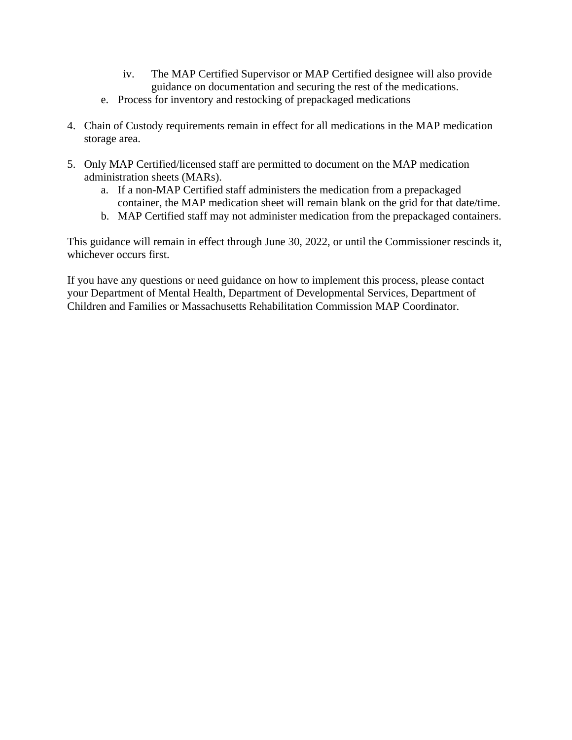iv. The MAP Certified Supervisor or MAP Certified designee will also provide guidance on documentation and securing the rest of the medications.

e. Process for inventory and restocking of prepackaged medications

4. Chain of Custody requirements remain in effect for all medications in the MAP medication storage area.

5. Only MAP Certified/licensed staff are permitted to document on the MAP medication administration sheets (MARs).
   a. If a non-MAP Certified staff administers the medication from a prepackaged container, the MAP medication sheet will remain blank on the grid for that date/time.
   b. MAP Certified staff may not administer medication from the prepackaged containers.

This guidance will remain in effect through June 30, 2022, or until the Commissioner rescinds it, whichever occurs first.

If you have any questions or need guidance on how to implement this process, please contact your Department of Mental Health, Department of Developmental Services, Department of Children and Families or Massachusetts Rehabilitation Commission MAP Coordinator.